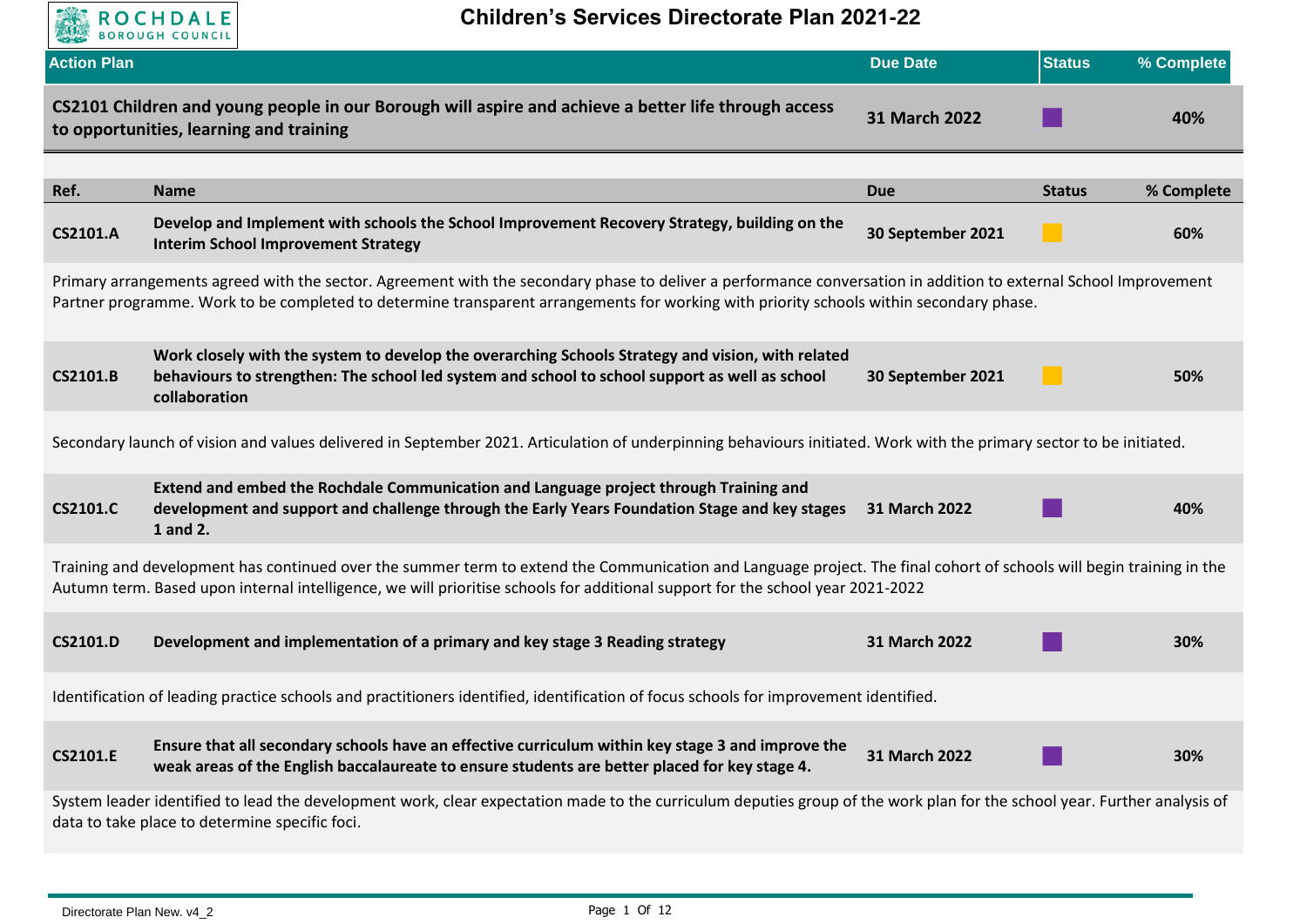# Children's Services Directorate Plan 2021-22

| Action Plan | Due Date | Status | % Complete |
|---|---|---|---|
| **CS2101 Children and young people in our Borough will aspire and achieve a better life through access to opportunities, learning and training** | **31 March 2022** | | **40%** |

| Ref. | Name | Due | Status | % Complete |
|---|---|---|---|---|
| **CS2101.A** | **Develop and Implement with schools the School Improvement Recovery Strategy, building on the Interim School Improvement Strategy** | **30 September 2021** | | **60%** |

Primary arrangements agreed with the sector. Agreement with the secondary phase to deliver a performance conversation in addition to external School Improvement Partner programme. Work to be completed to determine transparent arrangements for working with priority schools within secondary phase.

| Ref. | Name | Due | Status | % Complete |
|---|---|---|---|---|
| **CS2101.B** | **Work closely with the system to develop the overarching Schools Strategy and vision, with related behaviours to strengthen: The school led system and school to school support as well as school collaboration** | **30 September 2021** | | **50%** |

Secondary launch of vision and values delivered in September 2021. Articulation of underpinning behaviours initiated. Work with the primary sector to be initiated.

| Ref. | Name | Due | Status | % Complete |
|---|---|---|---|---|
| **CS2101.C** | **Extend and embed the Rochdale Communication and Language project through Training and development and support and challenge through the Early Years Foundation Stage and key stages 1 and 2.** | **31 March 2022** | | **40%** |

Training and development has continued over the summer term to extend the Communication and Language project. The final cohort of schools will begin training in the Autumn term. Based upon internal intelligence, we will prioritise schools for additional support for the school year 2021-2022

| Ref. | Name | Due | Status | % Complete |
|---|---|---|---|---|
| **CS2101.D** | **Development and implementation of a primary and key stage 3 Reading strategy** | **31 March 2022** | | **30%** |

Identification of leading practice schools and practitioners identified, identification of focus schools for improvement identified.

| Ref. | Name | Due | Status | % Complete |
|---|---|---|---|---|
| **CS2101.E** | **Ensure that all secondary schools have an effective curriculum within key stage 3 and improve the weak areas of the English baccalaureate to ensure students are better placed for key stage 4.** | **31 March 2022** | | **30%** |

System leader identified to lead the development work, clear expectation made to the curriculum deputies group of the work plan for the school year. Further analysis of data to take place to determine specific foci.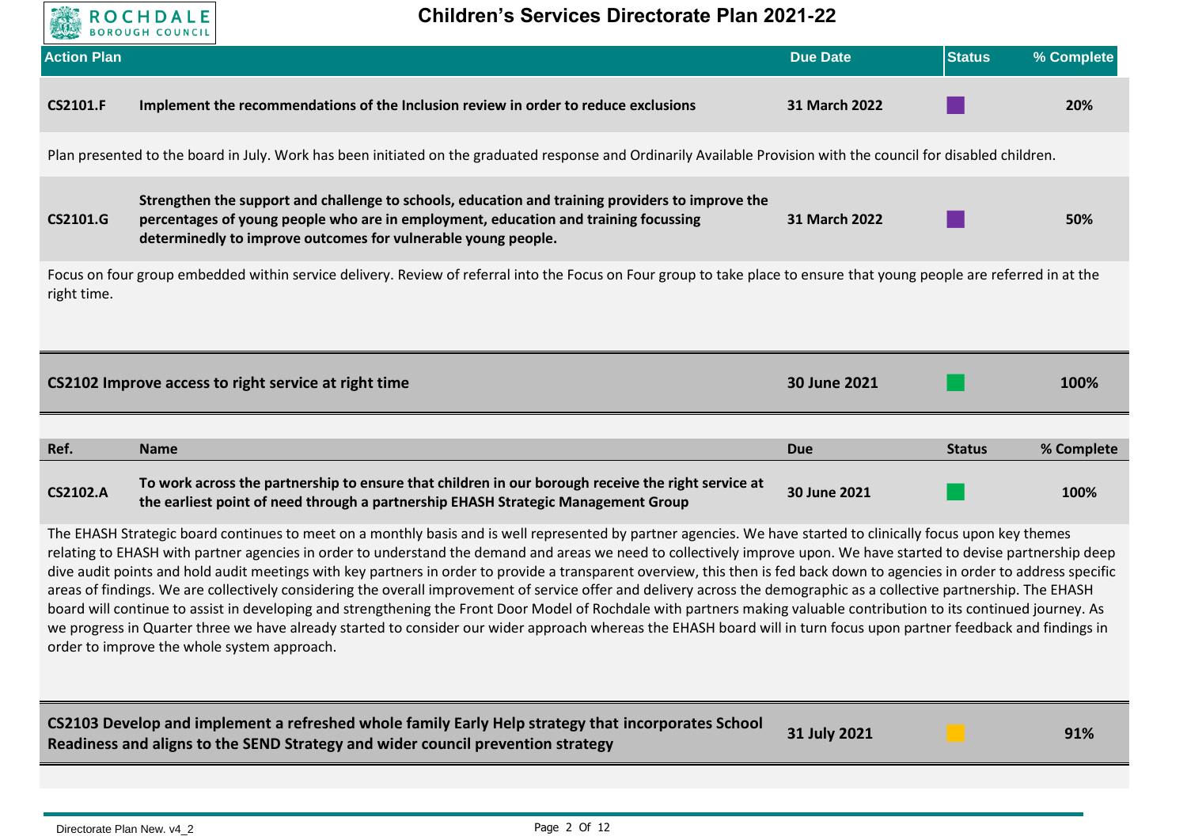| Action Plan | | Due Date | Status | % Complete |
|---|---|---|---|---|
| **CS2101.F** | **Implement the recommendations of the Inclusion review in order to reduce exclusions** | **31 March 2022** | | **20%** |

Plan presented to the board in July. Work has been initiated on the graduated response and Ordinarily Available Provision with the council for disabled children.

| | | | | |
|---|---|---|---|---|
| **CS2101.G** | **Strengthen the support and challenge to schools, education and training providers to improve the percentages of young people who are in employment, education and training focussing determinedly to improve outcomes for vulnerable young people.** | **31 March 2022** | | **50%** |

Focus on four group embedded within service delivery. Review of referral into the Focus on Four group to take place to ensure that young people are referred in at the right time.

| | | | |
|---|---|---|---|
| **CS2102 Improve access to right service at right time** | **30 June 2021** | | **100%** |

| Ref. | Name | Due | Status | % Complete |
|---|---|---|---|---|
| **CS2102.A** | **To work across the partnership to ensure that children in our borough receive the right service at the earliest point of need through a partnership EHASH Strategic Management Group** | **30 June 2021** | | **100%** |

The EHASH Strategic board continues to meet on a monthly basis and is well represented by partner agencies. We have started to clinically focus upon key themes relating to EHASH with partner agencies in order to understand the demand and areas we need to collectively improve upon. We have started to devise partnership deep dive audit points and hold audit meetings with key partners in order to provide a transparent overview, this then is fed back down to agencies in order to address specific areas of findings. We are collectively considering the overall improvement of service offer and delivery across the demographic as a collective partnership. The EHASH board will continue to assist in developing and strengthening the Front Door Model of Rochdale with partners making valuable contribution to its continued journey. As we progress in Quarter three we have already started to consider our wider approach whereas the EHASH board will in turn focus upon partner feedback and findings in order to improve the whole system approach.

| | | | |
|---|---|---|---|
| **CS2103 Develop and implement a refreshed whole family Early Help strategy that incorporates School Readiness and aligns to the SEND Strategy and wider council prevention strategy** | **31 July 2021** | | **91%** |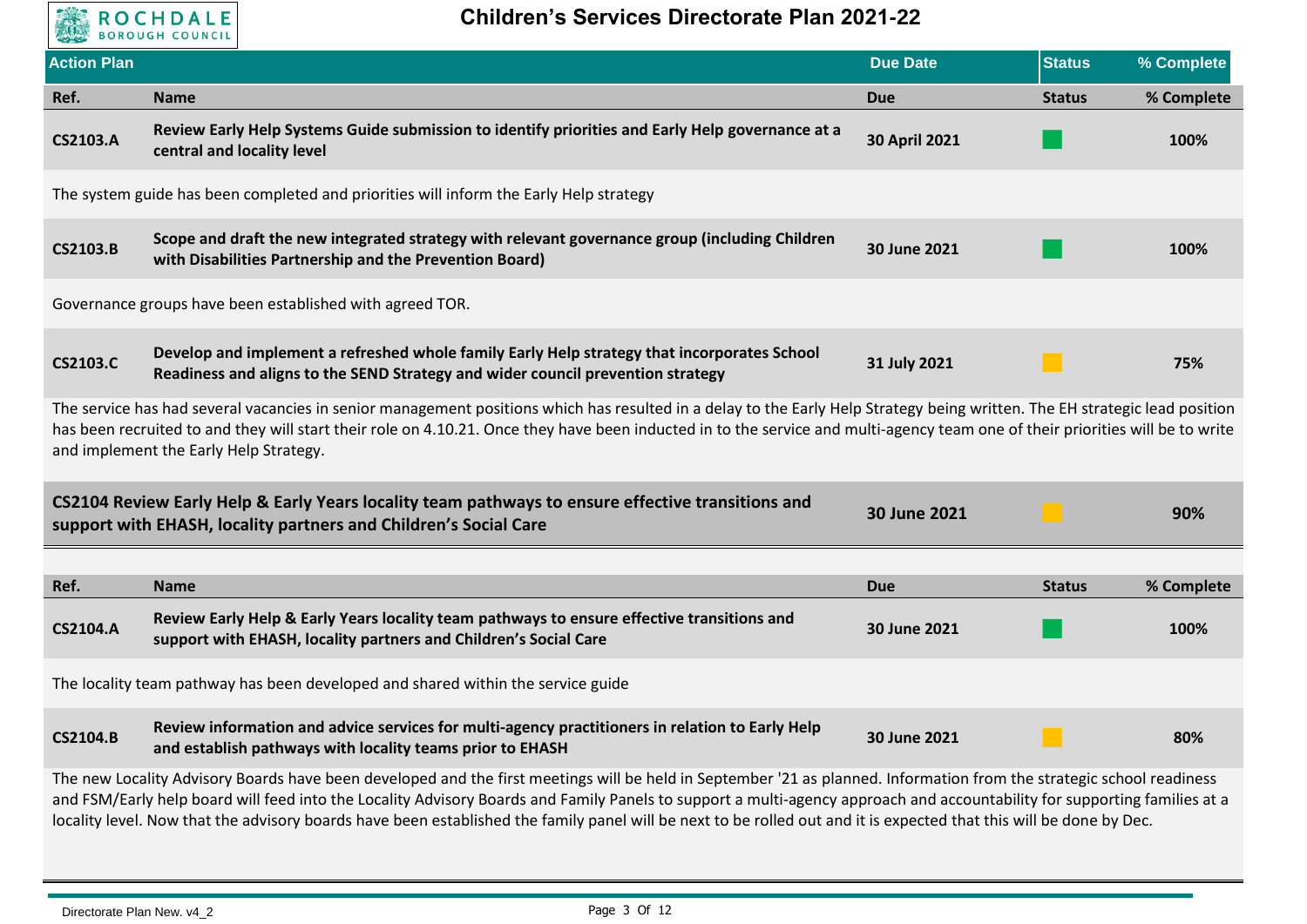# Children's Services Directorate Plan 2021-22

## Action Plan

| Ref. | Name | Due | Status | % Complete |
|---|---|---|---|---|
| **CS2103.A** | **Review Early Help Systems Guide submission to identify priorities and Early Help governance at a central and locality level** | **30 April 2021** | Green | **100%** |
| The system guide has been completed and priorities will inform the Early Help strategy | | | | |
| **CS2103.B** | **Scope and draft the new integrated strategy with relevant governance group (including Children with Disabilities Partnership and the Prevention Board)** | **30 June 2021** | Green | **100%** |
| Governance groups have been established with agreed TOR. | | | | |
| **CS2103.C** | **Develop and implement a refreshed whole family Early Help strategy that incorporates School Readiness and aligns to the SEND Strategy and wider council prevention strategy** | **31 July 2021** | Amber | **75%** |
| The service has had several vacancies in senior management positions which has resulted in a delay to the Early Help Strategy being written. The EH strategic lead position has been recruited to and they will start their role on 4.10.21. Once they have been inducted in to the service and multi-agency team one of their priorities will be to write and implement the Early Help Strategy. | | | | |

| Action Plan | Due Date | Status | % Complete |
|---|---|---|---|
| **CS2104 Review Early Help & Early Years locality team pathways to ensure effective transitions and support with EHASH, locality partners and Children's Social Care** | **30 June 2021** | Amber | **90%** |

| Ref. | Name | Due | Status | % Complete |
|---|---|---|---|---|
| **CS2104.A** | **Review Early Help & Early Years locality team pathways to ensure effective transitions and support with EHASH, locality partners and Children's Social Care** | **30 June 2021** | Green | **100%** |
| The locality team pathway has been developed and shared within the service guide | | | | |
| **CS2104.B** | **Review information and advice services for multi-agency practitioners in relation to Early Help and establish pathways with locality teams prior to EHASH** | **30 June 2021** | Amber | **80%** |
| The new Locality Advisory Boards have been developed and the first meetings will be held in September '21 as planned. Information from the strategic school readiness and FSM/Early help board will feed into the Locality Advisory Boards and Family Panels to support a multi-agency approach and accountability for supporting families at a locality level. Now that the advisory boards have been established the family panel will be next to be rolled out and it is expected that this will be done by Dec. | | | | |

Directorate Plan New. v4_2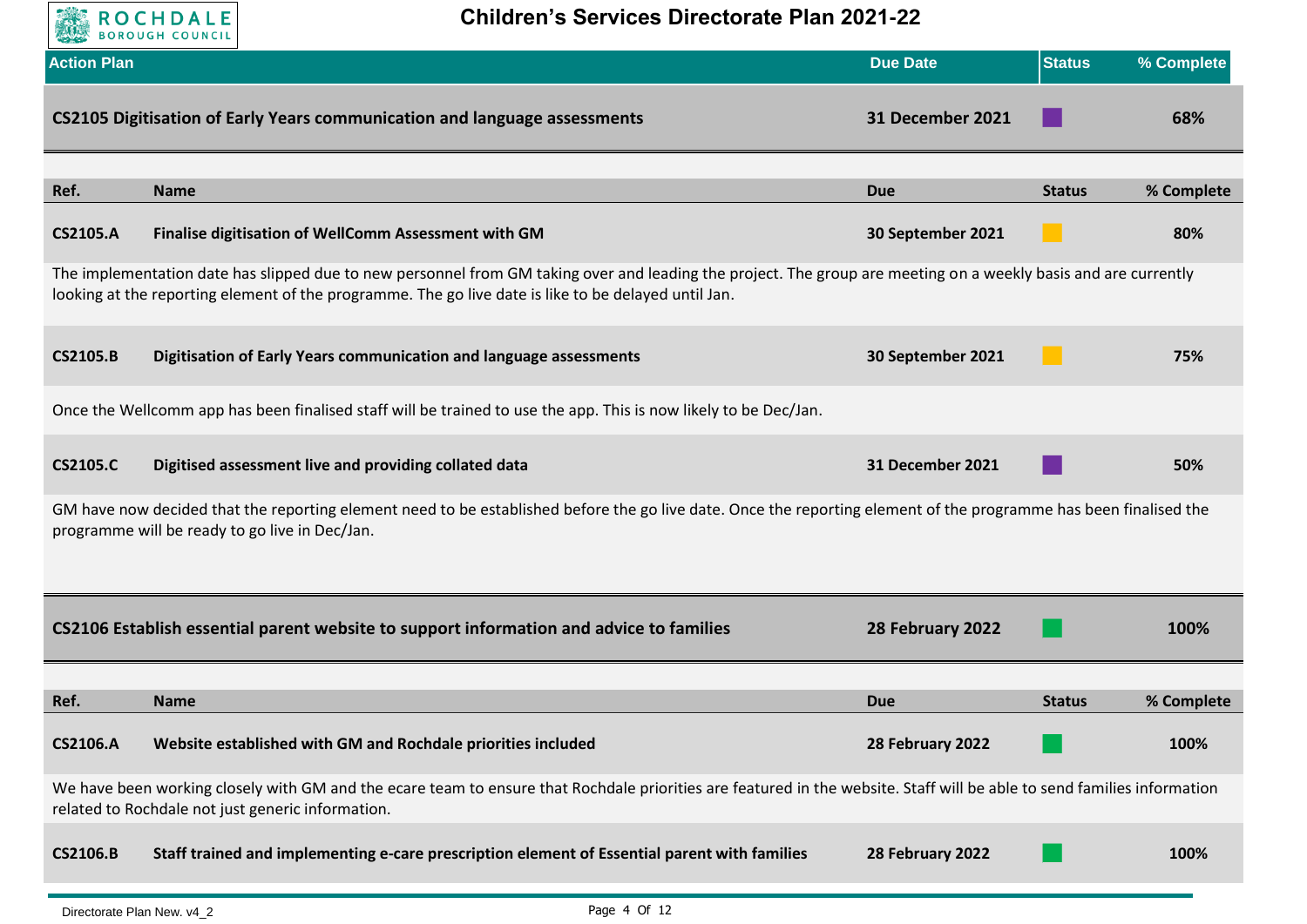# Children's Services Directorate Plan 2021-22

| Action Plan | Due Date | Status | % Complete |
|---|---|---|---|
| **CS2105 Digitisation of Early Years communication and language assessments** | **31 December 2021** | | **68%** |

| Ref. | Name | Due | Status | % Complete |
|---|---|---|---|---|
| **CS2105.A** | **Finalise digitisation of WellComm Assessment with GM** | **30 September 2021** | | **80%** |
| | The implementation date has slipped due to new personnel from GM taking over and leading the project. The group are meeting on a weekly basis and are currently looking at the reporting element of the programme. The go live date is like to be delayed until Jan. | | | |
| **CS2105.B** | **Digitisation of Early Years communication and language assessments** | **30 September 2021** | | **75%** |
| | Once the Wellcomm app has been finalised staff will be trained to use the app. This is now likely to be Dec/Jan. | | | |
| **CS2105.C** | **Digitised assessment live and providing collated data** | **31 December 2021** | | **50%** |
| | GM have now decided that the reporting element need to be established before the go live date. Once the reporting element of the programme has been finalised the programme will be ready to go live in Dec/Jan. | | | |

| Action Plan | Due Date | Status | % Complete |
|---|---|---|---|
| **CS2106 Establish essential parent website to support information and advice to families** | **28 February 2022** | | **100%** |

| Ref. | Name | Due | Status | % Complete |
|---|---|---|---|---|
| **CS2106.A** | **Website established with GM and Rochdale priorities included** | **28 February 2022** | | **100%** |
| | We have been working closely with GM and the ecare team to ensure that Rochdale priorities are featured in the website. Staff will be able to send families information related to Rochdale not just generic information. | | | |
| **CS2106.B** | **Staff trained and implementing e-care prescription element of Essential parent with families** | **28 February 2022** | | **100%** |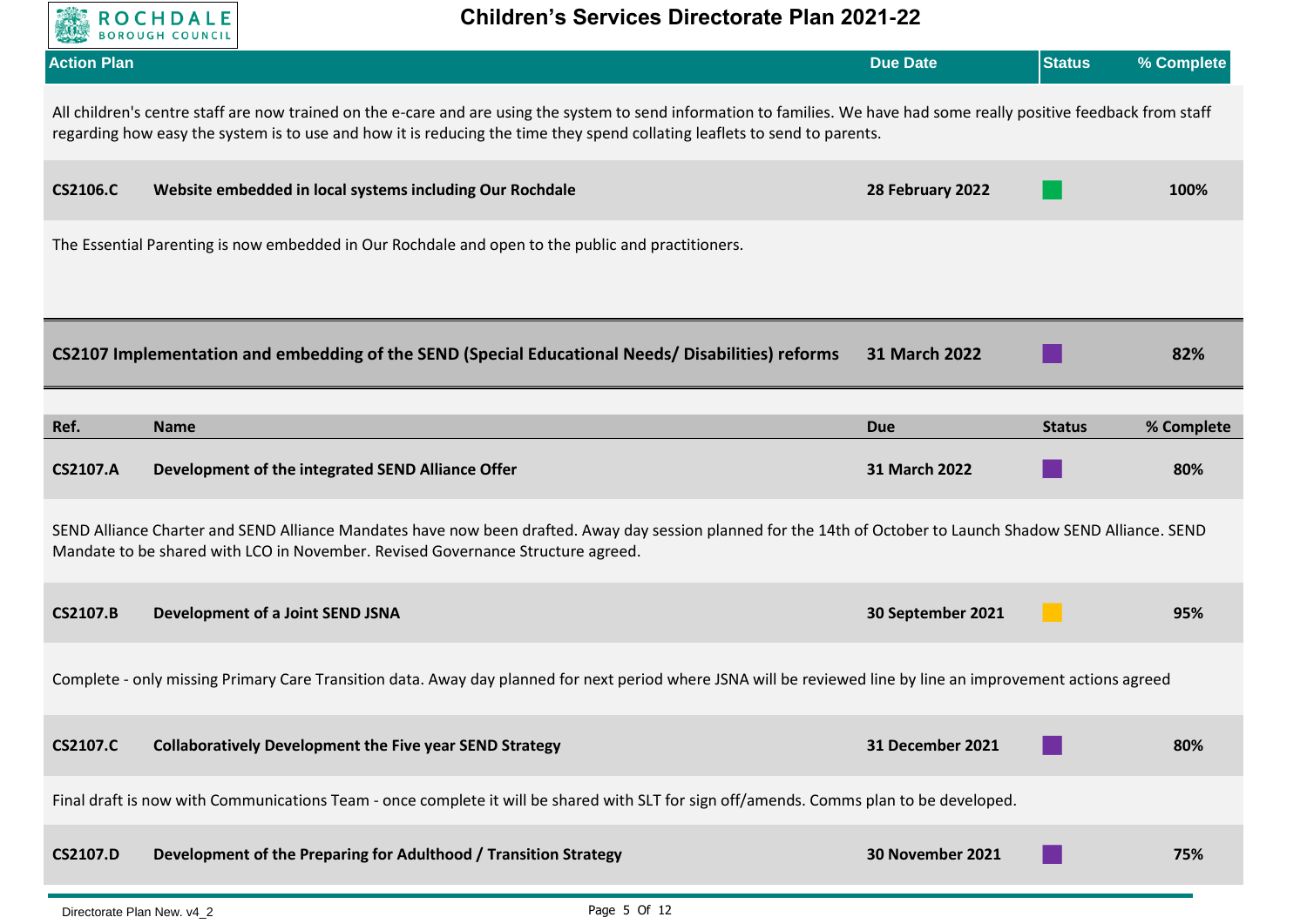# Children's Services Directorate Plan 2021-22

| Action Plan | Due Date | Status | % Complete |
|---|---|---|---|

All children's centre staff are now trained on the e-care and are using the system to send information to families. We have had some really positive feedback from staff regarding how easy the system is to use and how it is reducing the time they spend collating leaflets to send to parents.

| | | | | |
|---|---|---|---|---|
| **CS2106.C** | **Website embedded in local systems including Our Rochdale** | **28 February 2022** | Green | **100%** |

The Essential Parenting is now embedded in Our Rochdale and open to the public and practitioners.

| | | | |
|---|---|---|---|
| **CS2107 Implementation and embedding of the SEND (Special Educational Needs/ Disabilities) reforms** | **31 March 2022** | Purple | **82%** |

| Ref. | Name | Due | Status | % Complete |
|---|---|---|---|---|
| **CS2107.A** | **Development of the integrated SEND Alliance Offer** | **31 March 2022** | Purple | **80%** |

SEND Alliance Charter and SEND Alliance Mandates have now been drafted. Away day session planned for the 14th of October to Launch Shadow SEND Alliance. SEND Mandate to be shared with LCO in November. Revised Governance Structure agreed.

| | | | | |
|---|---|---|---|---|
| **CS2107.B** | **Development of a Joint SEND JSNA** | **30 September 2021** | Amber | **95%** |

Complete - only missing Primary Care Transition data. Away day planned for next period where JSNA will be reviewed line by line an improvement actions agreed

| | | | | |
|---|---|---|---|---|
| **CS2107.C** | **Collaboratively Development the Five year SEND Strategy** | **31 December 2021** | Purple | **80%** |

Final draft is now with Communications Team - once complete it will be shared with SLT for sign off/amends. Comms plan to be developed.

| | | | | |
|---|---|---|---|---|
| **CS2107.D** | **Development of the Preparing for Adulthood / Transition Strategy** | **30 November 2021** | Purple | **75%** |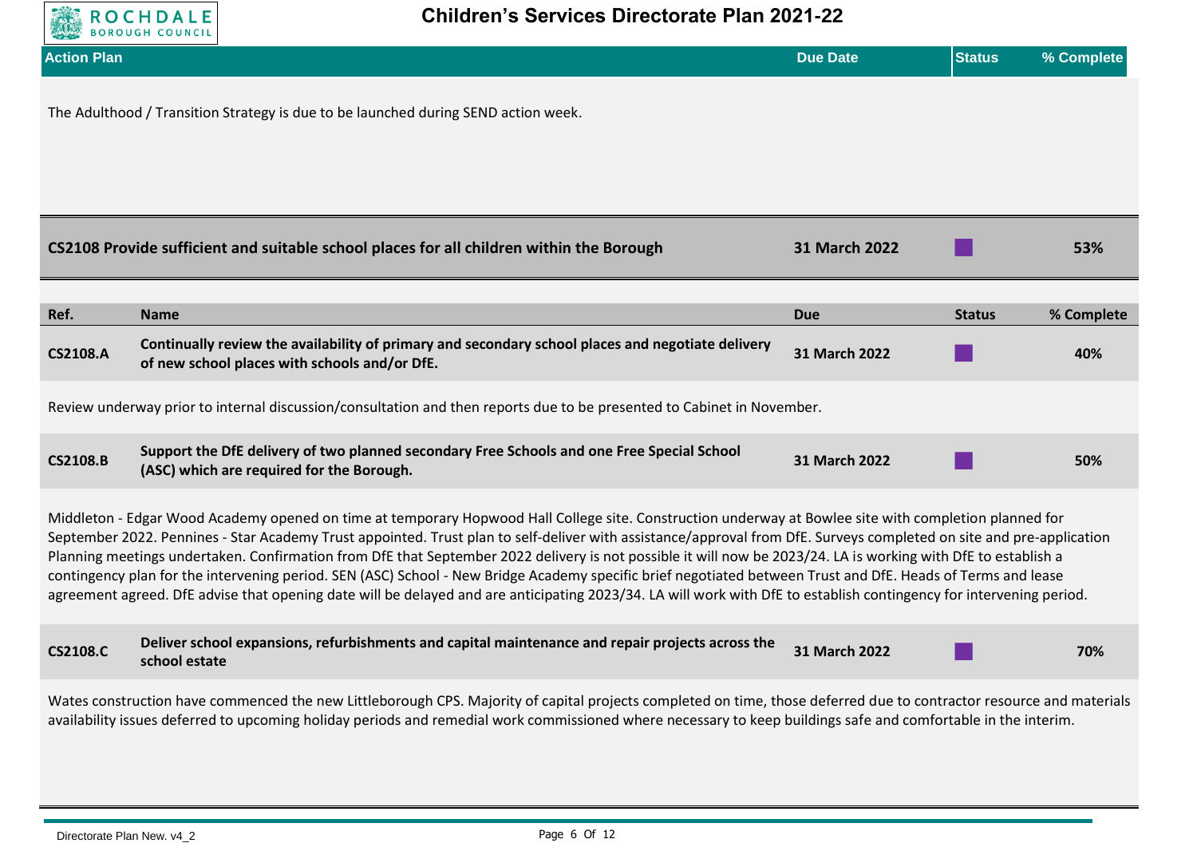| Action Plan | Due Date | Status | % Complete |
|---|---|---|---|

The Adulthood / Transition Strategy is due to be launched during SEND action week.

| | Due Date | Status | % Complete |
|---|---|---|---|
| **CS2108 Provide sufficient and suitable school places for all children within the Borough** | **31 March 2022** | | **53%** |

| Ref. | Name | Due | Status | % Complete |
|---|---|---|---|---|
| **CS2108.A** | **Continually review the availability of primary and secondary school places and negotiate delivery of new school places with schools and/or DfE.** | **31 March 2022** | | **40%** |

Review underway prior to internal discussion/consultation and then reports due to be presented to Cabinet in November.

| Ref. | Name | Due | Status | % Complete |
|---|---|---|---|---|
| **CS2108.B** | **Support the DfE delivery of two planned secondary Free Schools and one Free Special School (ASC) which are required for the Borough.** | **31 March 2022** | | **50%** |

Middleton - Edgar Wood Academy opened on time at temporary Hopwood Hall College site. Construction underway at Bowlee site with completion planned for September 2022. Pennines - Star Academy Trust appointed. Trust plan to self-deliver with assistance/approval from DfE. Surveys completed on site and pre-application Planning meetings undertaken. Confirmation from DfE that September 2022 delivery is not possible it will now be 2023/24. LA is working with DfE to establish a contingency plan for the intervening period. SEN (ASC) School - New Bridge Academy specific brief negotiated between Trust and DfE. Heads of Terms and lease agreement agreed. DfE advise that opening date will be delayed and are anticipating 2023/34. LA will work with DfE to establish contingency for intervening period.

| Ref. | Name | Due | Status | % Complete |
|---|---|---|---|---|
| **CS2108.C** | **Deliver school expansions, refurbishments and capital maintenance and repair projects across the school estate** | **31 March 2022** | | **70%** |

Wates construction have commenced the new Littleborough CPS. Majority of capital projects completed on time, those deferred due to contractor resource and materials availability issues deferred to upcoming holiday periods and remedial work commissioned where necessary to keep buildings safe and comfortable in the interim.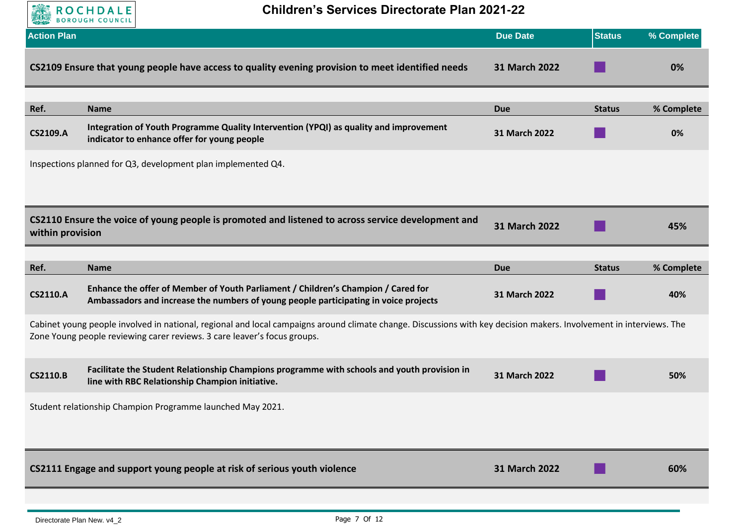| Action Plan | Due Date | Status | % Complete |
|---|---|---|---|
| **CS2109 Ensure that young people have access to quality evening provision to meet identified needs** | **31 March 2022** | | **0%** |

| Ref. | Name | Due | Status | % Complete |
|---|---|---|---|---|
| **CS2109.A** | **Integration of Youth Programme Quality Intervention (YPQI) as quality and improvement indicator to enhance offer for young people** | **31 March 2022** | | **0%** |

Inspections planned for Q3, development plan implemented Q4.

| Action Plan | Due Date | Status | % Complete |
|---|---|---|---|
| **CS2110 Ensure the voice of young people is promoted and listened to across service development and within provision** | **31 March 2022** | | **45%** |

| Ref. | Name | Due | Status | % Complete |
|---|---|---|---|---|
| **CS2110.A** | **Enhance the offer of Member of Youth Parliament / Children's Champion / Cared for Ambassadors and increase the numbers of young people participating in voice projects** | **31 March 2022** | | **40%** |

Cabinet young people involved in national, regional and local campaigns around climate change. Discussions with key decision makers. Involvement in interviews. The Zone Young people reviewing carer reviews. 3 care leaver's focus groups.

| Ref. | Name | Due | Status | % Complete |
|---|---|---|---|---|
| **CS2110.B** | **Facilitate the Student Relationship Champions programme with schools and youth provision in line with RBC Relationship Champion initiative.** | **31 March 2022** | | **50%** |

Student relationship Champion Programme launched May 2021.

| Action Plan | Due Date | Status | % Complete |
|---|---|---|---|
| **CS2111 Engage and support young people at risk of serious youth violence** | **31 March 2022** | | **60%** |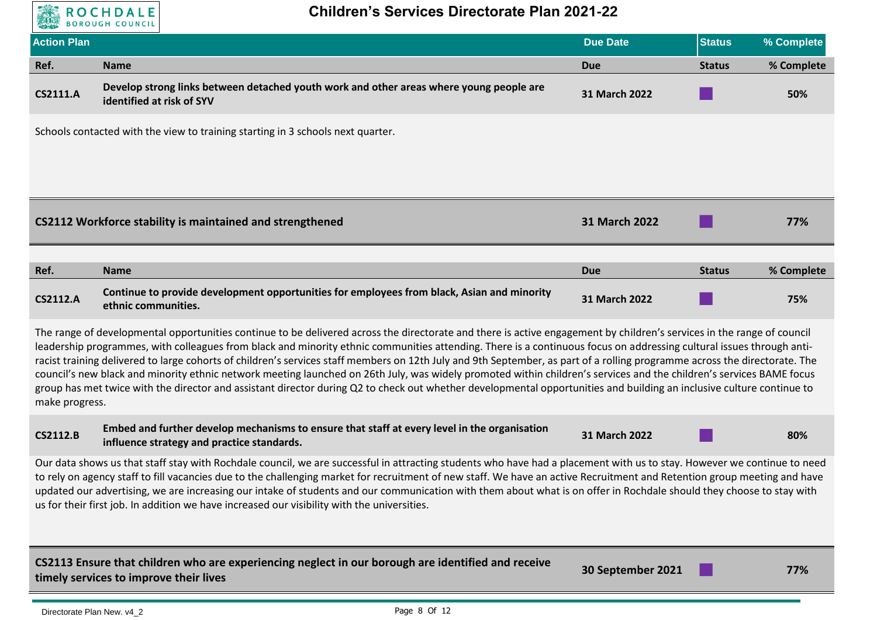# Children's Services Directorate Plan 2021-22

| Action Plan | Due Date | Status | % Complete |
|---|---|---|---|

| Ref. | Name | Due | Status | % Complete |
|---|---|---|---|---|
| CS2111.A | **Develop strong links between detached youth work and other areas where young people are identified at risk of SYV** | 31 March 2022 | ■ | 50% |

Schools contacted with the view to training starting in 3 schools next quarter.

| | Due | Status | % Complete |
|---|---|---|---|
| **CS2112 Workforce stability is maintained and strengthened** | 31 March 2022 | ■ | 77% |

| Ref. | Name | Due | Status | % Complete |
|---|---|---|---|---|
| CS2112.A | **Continue to provide development opportunities for employees from black, Asian and minority ethnic communities.** | 31 March 2022 | ■ | 75% |

The range of developmental opportunities continue to be delivered across the directorate and there is active engagement by children's services in the range of council leadership programmes, with colleagues from black and minority ethnic communities attending. There is a continuous focus on addressing cultural issues through anti-racist training delivered to large cohorts of children's services staff members on 12th July and 9th September, as part of a rolling programme across the directorate. The council's new black and minority ethnic network meeting launched on 26th July, was widely promoted within children's services and the children's services BAME focus group has met twice with the director and assistant director during Q2 to check out whether developmental opportunities and building an inclusive culture continue to make progress.

| Ref. | Name | Due | Status | % Complete |
|---|---|---|---|---|
| CS2112.B | **Embed and further develop mechanisms to ensure that staff at every level in the organisation influence strategy and practice standards.** | 31 March 2022 | ■ | 80% |

Our data shows us that staff stay with Rochdale council, we are successful in attracting students who have had a placement with us to stay. However we continue to need to rely on agency staff to fill vacancies due to the challenging market for recruitment of new staff. We have an active Recruitment and Retention group meeting and have updated our advertising, we are increasing our intake of students and our communication with them about what is on offer in Rochdale should they choose to stay with us for their first job. In addition we have increased our visibility with the universities.

| | Due | Status | % Complete |
|---|---|---|---|
| **CS2113 Ensure that children who are experiencing neglect in our borough are identified and receive timely services to improve their lives** | 30 September 2021 | ■ | 77% |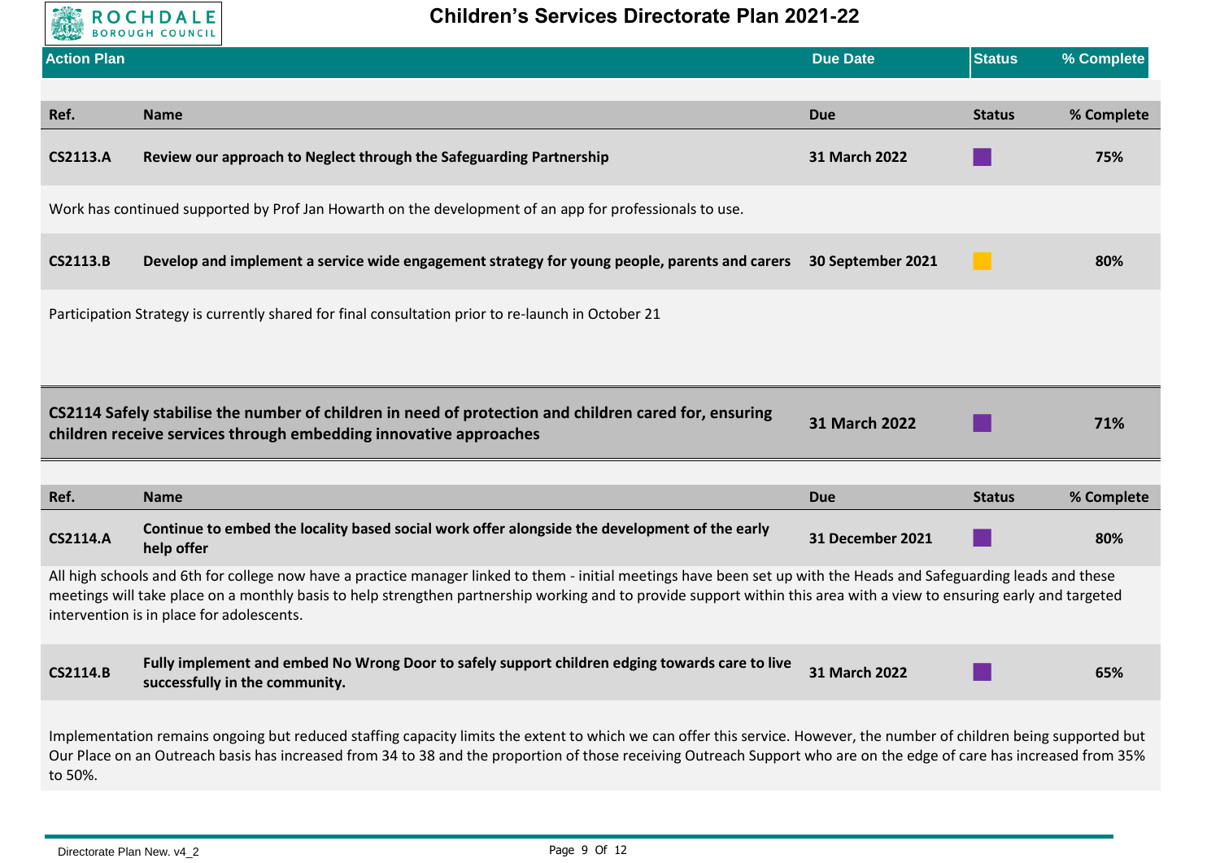# Children's Services Directorate Plan 2021-22

| Action Plan | Due Date | Status | % Complete |
|---|---|---|---|

| Ref. | Name | Due | Status | % Complete |
|---|---|---|---|---|
| CS2113.A | Review our approach to Neglect through the Safeguarding Partnership | 31 March 2022 | | 75% |

Work has continued supported by Prof Jan Howarth on the development of an app for professionals to use.

| Ref. | Name | Due | Status | % Complete |
|---|---|---|---|---|
| CS2113.B | Develop and implement a service wide engagement strategy for young people, parents and carers | 30 September 2021 | | 80% |

Participation Strategy is currently shared for final consultation prior to re-launch in October 21

| | Due | Status | % Complete |
|---|---|---|---|
| **CS2114 Safely stabilise the number of children in need of protection and children cared for, ensuring children receive services through embedding innovative approaches** | 31 March 2022 | | 71% |

| Ref. | Name | Due | Status | % Complete |
|---|---|---|---|---|
| CS2114.A | Continue to embed the locality based social work offer alongside the development of the early help offer | 31 December 2021 | | 80% |

All high schools and 6th for college now have a practice manager linked to them - initial meetings have been set up with the Heads and Safeguarding leads and these meetings will take place on a monthly basis to help strengthen partnership working and to provide support within this area with a view to ensuring early and targeted intervention is in place for adolescents.

| Ref. | Name | Due | Status | % Complete |
|---|---|---|---|---|
| CS2114.B | Fully implement and embed No Wrong Door to safely support children edging towards care to live successfully in the community. | 31 March 2022 | | 65% |

Implementation remains ongoing but reduced staffing capacity limits the extent to which we can offer this service. However, the number of children being supported but Our Place on an Outreach basis has increased from 34 to 38 and the proportion of those receiving Outreach Support who are on the edge of care has increased from 35% to 50%.

Directorate Plan New. v4_2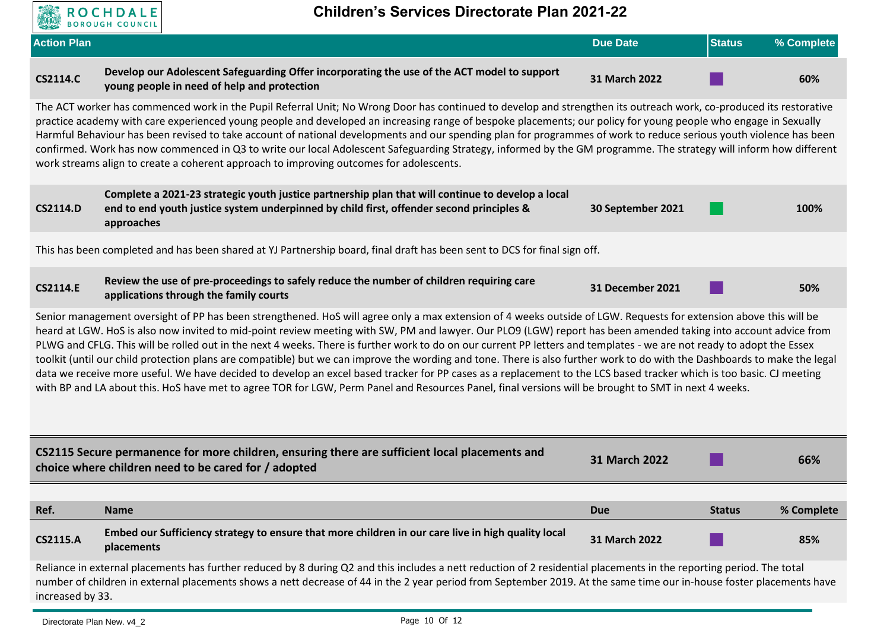# Children's Services Directorate Plan 2021-22

| Action Plan | | Due Date | Status | % Complete |
|---|---|---|---|---|
| **CS2114.C** | **Develop our Adolescent Safeguarding Offer incorporating the use of the ACT model to support young people in need of help and protection** | **31 March 2022** | | **60%** |

The ACT worker has commenced work in the Pupil Referral Unit; No Wrong Door has continued to develop and strengthen its outreach work, co-produced its restorative practice academy with care experienced young people and developed an increasing range of bespoke placements; our policy for young people who engage in Sexually Harmful Behaviour has been revised to take account of national developments and our spending plan for programmes of work to reduce serious youth violence has been confirmed. Work has now commenced in Q3 to write our local Adolescent Safeguarding Strategy, informed by the GM programme. The strategy will inform how different work streams align to create a coherent approach to improving outcomes for adolescents.

| | | | | |
|---|---|---|---|---|
| **CS2114.D** | **Complete a 2021-23 strategic youth justice partnership plan that will continue to develop a local end to end youth justice system underpinned by child first, offender second principles & approaches** | **30 September 2021** | | **100%** |

This has been completed and has been shared at YJ Partnership board, final draft has been sent to DCS for final sign off.

| | | | | |
|---|---|---|---|---|
| **CS2114.E** | **Review the use of pre-proceedings to safely reduce the number of children requiring care applications through the family courts** | **31 December 2021** | | **50%** |

Senior management oversight of PP has been strengthened. HoS will agree only a max extension of 4 weeks outside of LGW. Requests for extension above this will be heard at LGW. HoS is also now invited to mid-point review meeting with SW, PM and lawyer. Our PLO9 (LGW) report has been amended taking into account advice from PLWG and CFLG. This will be rolled out in the next 4 weeks. There is further work to do on our current PP letters and templates - we are not ready to adopt the Essex toolkit (until our child protection plans are compatible) but we can improve the wording and tone. There is also further work to do with the Dashboards to make the legal data we receive more useful. We have decided to develop an excel based tracker for PP cases as a replacement to the LCS based tracker which is too basic. CJ meeting with BP and LA about this. HoS have met to agree TOR for LGW, Perm Panel and Resources Panel, final versions will be brought to SMT in next 4 weeks.

| | Due Date | Status | % Complete |
|---|---|---|---|
| **CS2115 Secure permanence for more children, ensuring there are sufficient local placements and choice where children need to be cared for / adopted** | **31 March 2022** | | **66%** |

| Ref. | Name | Due | Status | % Complete |
|---|---|---|---|---|
| **CS2115.A** | **Embed our Sufficiency strategy to ensure that more children in our care live in high quality local placements** | **31 March 2022** | | **85%** |

Reliance in external placements has further reduced by 8 during Q2 and this includes a nett reduction of 2 residential placements in the reporting period. The total number of children in external placements shows a nett decrease of 44 in the 2 year period from September 2019. At the same time our in-house foster placements have increased by 33.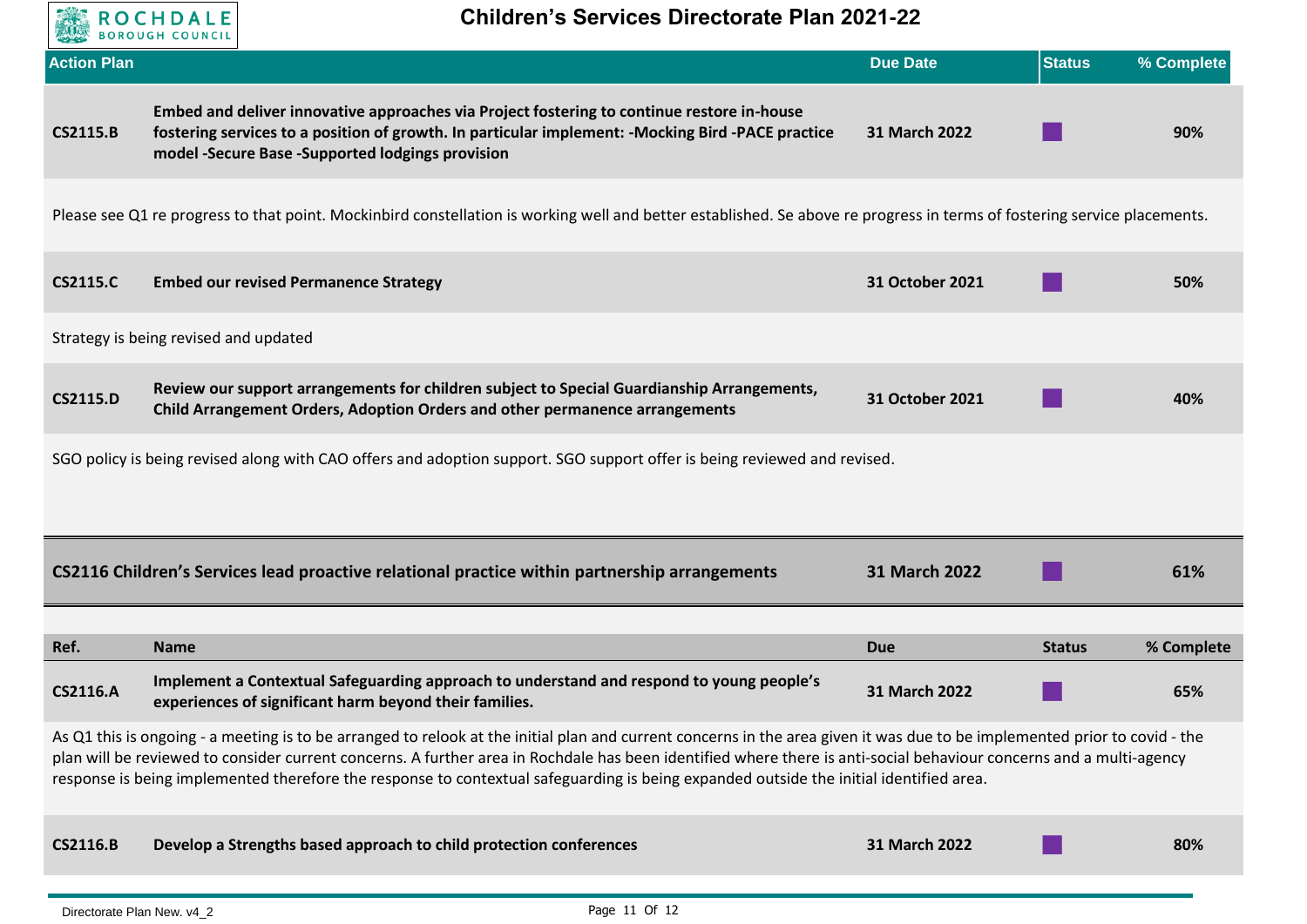# Children's Services Directorate Plan 2021-22

| Action Plan | | Due Date | Status | % Complete |
|---|---|---|---|---|
| **CS2115.B** | **Embed and deliver innovative approaches via Project fostering to continue restore in-house fostering services to a position of growth. In particular implement: -Mocking Bird -PACE practice model -Secure Base -Supported lodgings provision** | **31 March 2022** | ■ | **90%** |

Please see Q1 re progress to that point. Mockinbird constellation is working well and better established. Se above re progress in terms of fostering service placements.

| | | | | |
|---|---|---|---|---|
| **CS2115.C** | **Embed our revised Permanence Strategy** | **31 October 2021** | ■ | **50%** |

Strategy is being revised and updated

| | | | | |
|---|---|---|---|---|
| **CS2115.D** | **Review our support arrangements for children subject to Special Guardianship Arrangements, Child Arrangement Orders, Adoption Orders and other permanence arrangements** | **31 October 2021** | ■ | **40%** |

SGO policy is being revised along with CAO offers and adoption support. SGO support offer is being reviewed and revised.

| | | | |
|---|---|---|---|
| **CS2116 Children's Services lead proactive relational practice within partnership arrangements** | **31 March 2022** | ■ | **61%** |

| Ref. | Name | Due | Status | % Complete |
|---|---|---|---|---|
| **CS2116.A** | **Implement a Contextual Safeguarding approach to understand and respond to young people's experiences of significant harm beyond their families.** | **31 March 2022** | ■ | **65%** |

As Q1 this is ongoing - a meeting is to be arranged to relook at the initial plan and current concerns in the area given it was due to be implemented prior to covid - the plan will be reviewed to consider current concerns. A further area in Rochdale has been identified where there is anti-social behaviour concerns and a multi-agency response is being implemented therefore the response to contextual safeguarding is being expanded outside the initial identified area.

| | | | | |
|---|---|---|---|---|
| **CS2116.B** | **Develop a Strengths based approach to child protection conferences** | **31 March 2022** | ■ | **80%** |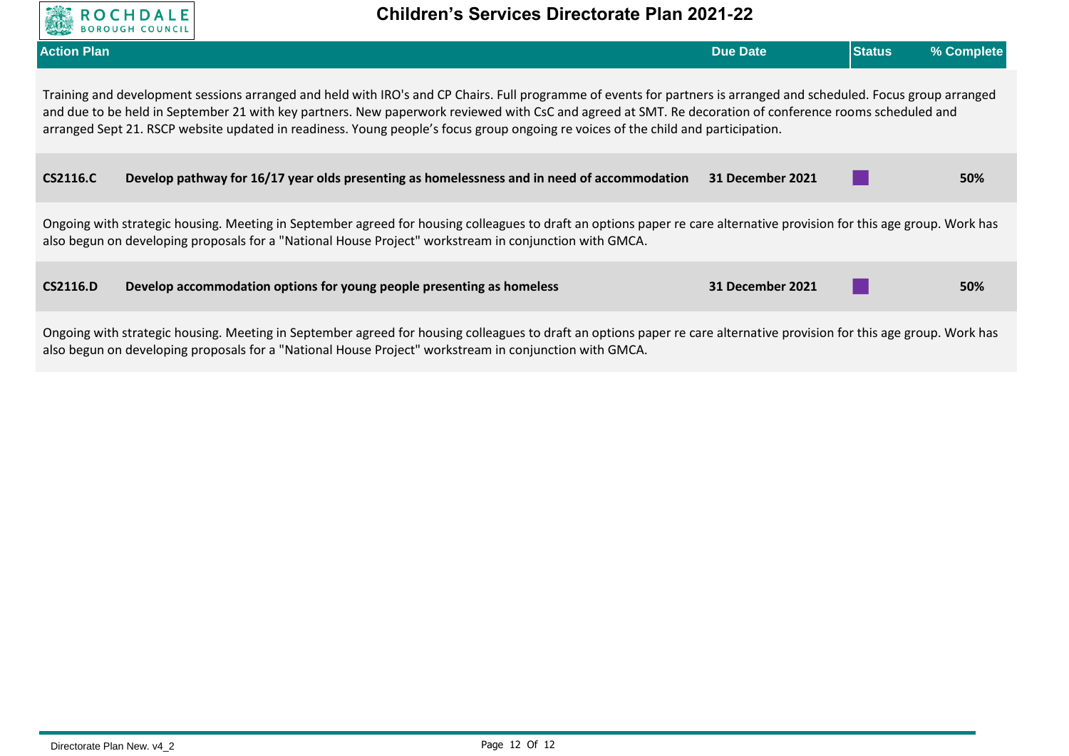| Action Plan | | Due Date | Status | % Complete |
|---|---|---|---|---|

Training and development sessions arranged and held with IRO's and CP Chairs. Full programme of events for partners is arranged and scheduled. Focus group arranged and due to be held in September 21 with key partners. New paperwork reviewed with CsC and agreed at SMT. Re decoration of conference rooms scheduled and arranged Sept 21. RSCP website updated in readiness. Young people's focus group ongoing re voices of the child and participation.

| | | | | |
|---|---|---|---|---|
| **CS2116.C** | **Develop pathway for 16/17 year olds presenting as homelessness and in need of accommodation** | **31 December 2021** | | **50%** |

Ongoing with strategic housing. Meeting in September agreed for housing colleagues to draft an options paper re care alternative provision for this age group. Work has also begun on developing proposals for a "National House Project" workstream in conjunction with GMCA.

| | | | | |
|---|---|---|---|---|
| **CS2116.D** | **Develop accommodation options for young people presenting as homeless** | **31 December 2021** | | **50%** |

Ongoing with strategic housing. Meeting in September agreed for housing colleagues to draft an options paper re care alternative provision for this age group. Work has also begun on developing proposals for a "National House Project" workstream in conjunction with GMCA.